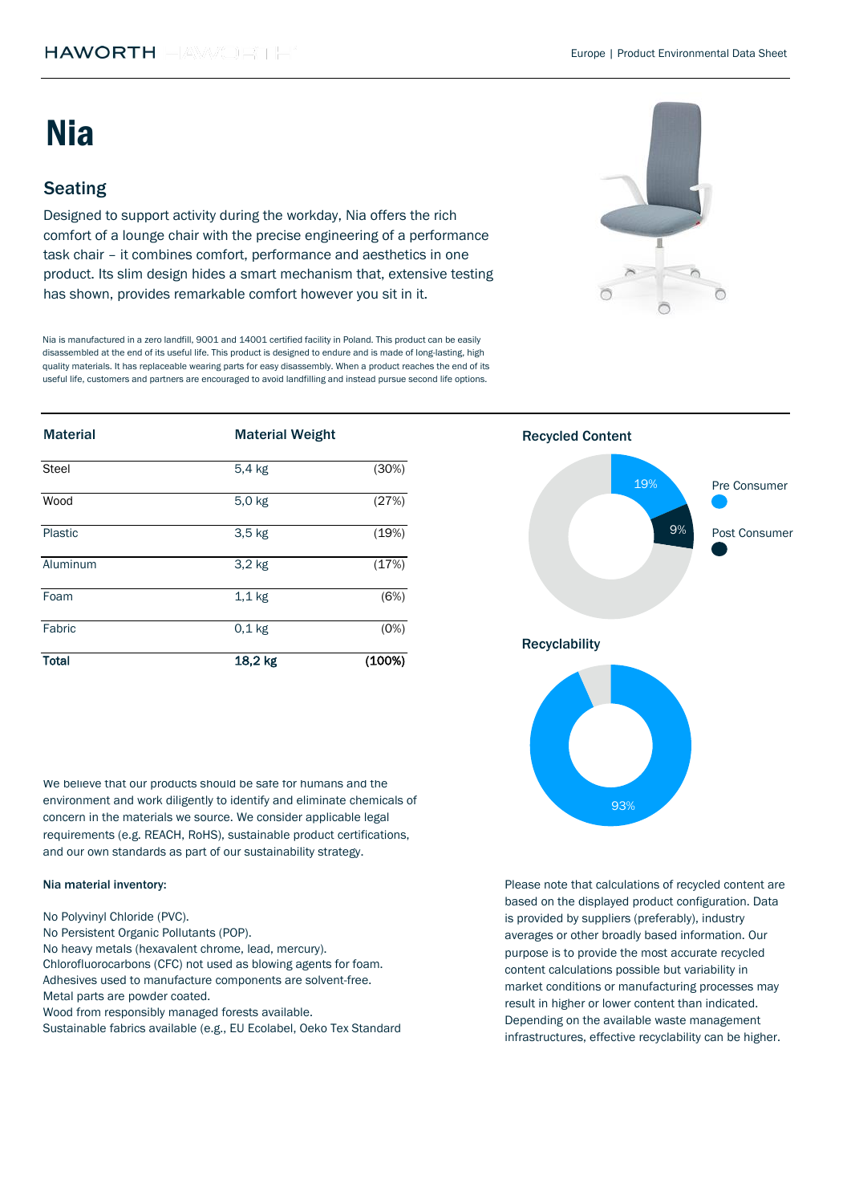# Nia

## Seating

Designed to support activity during the workday, Nia offers the rich comfort of a lounge chair with the precise engineering of a performance task chair – it combines comfort, performance and aesthetics in one product. Its slim design hides a smart mechanism that, extensive testing has shown, provides remarkable comfort however you sit in it.

Nia is manufactured in a zero landfill, 9001 and 14001 certified facility in Poland. This product can be easily disassembled at the end of its useful life. This product is designed to endure and is made of long-lasting, high quality materials. It has replaceable wearing parts for easy disassembly. When a product reaches the end of its useful life, customers and partners are encouraged to avoid landfilling and instead pursue second life options.

| Material | Material Weight | |
|---|---|---|
| Steel | 5,4 kg | (30%) |
| Wood | 5,0 kg | (27%) |
| Plastic | 3,5 kg | (19%) |
| Aluminum | 3,2 kg | (17%) |
| Foam | 1,1 kg | (6%) |
| Fabric | 0,1 kg | (0%) |
| **Total** | **18,2 kg** | **(100%)** |

### Recycled Content

19% Pre Consumer

9% Post Consumer

### Recyclability

93%

We believe that our products should be safe for humans and the environment and work diligently to identify and eliminate chemicals of concern in the materials we source. We consider applicable legal requirements (e.g. REACH, RoHS), sustainable product certifications, and our own standards as part of our sustainability strategy.

**Nia material inventory:**

No Polyvinyl Chloride (PVC).
No Persistent Organic Pollutants (POP).
No heavy metals (hexavalent chrome, lead, mercury).
Chlorofluorocarbons (CFC) not used as blowing agents for foam.
Adhesives used to manufacture components are solvent-free.
Metal parts are powder coated.
Wood from responsibly managed forests available.
Sustainable fabrics available (e.g., EU Ecolabel, Oeko Tex Standard

Please note that calculations of recycled content are based on the displayed product configuration. Data is provided by suppliers (preferably), industry averages or other broadly based information. Our purpose is to provide the most accurate recycled content calculations possible but variability in market conditions or manufacturing processes may result in higher or lower content than indicated. Depending on the available waste management infrastructures, effective recyclability can be higher.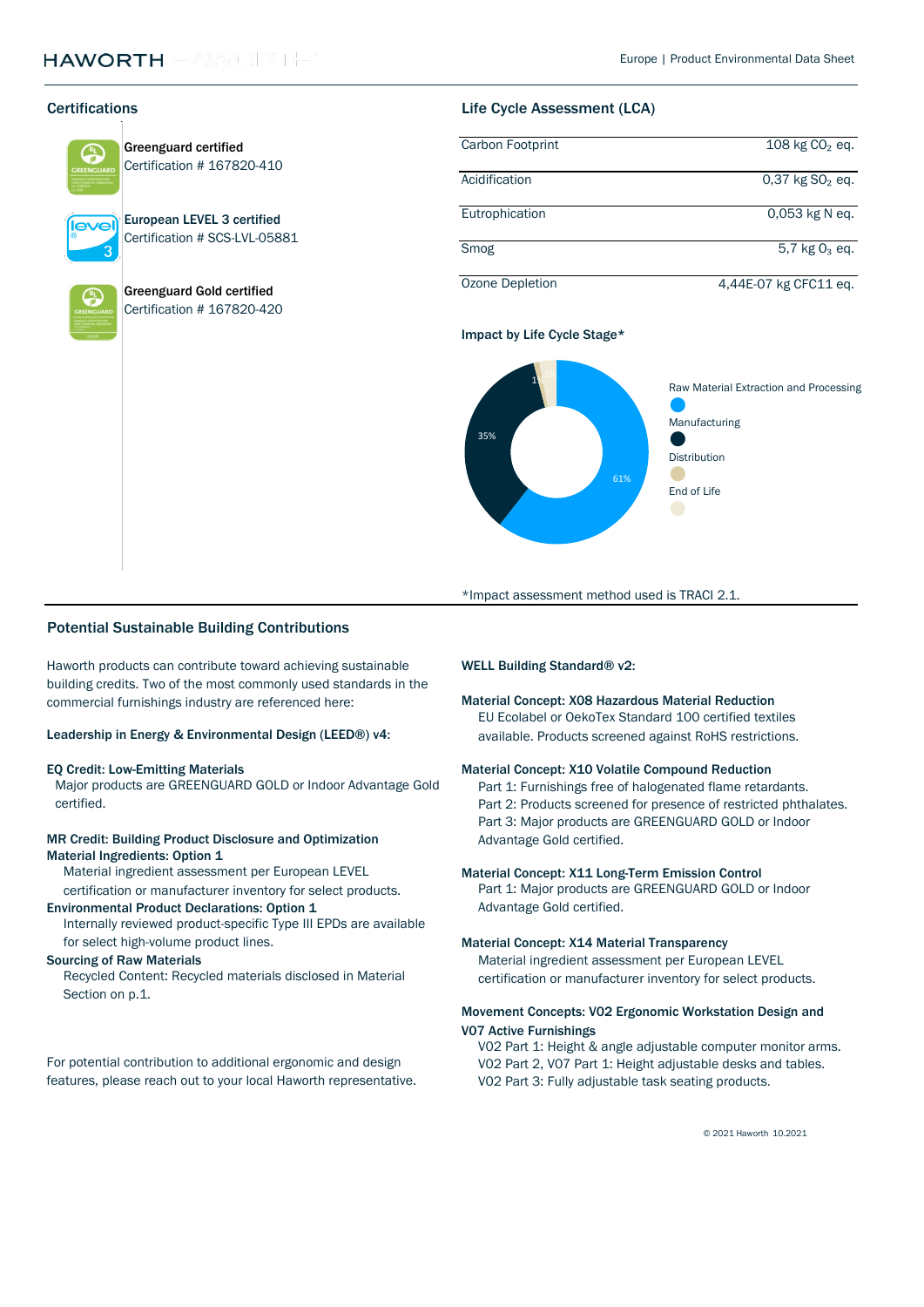## Certifications

**Greenguard certified**
Certification # 167820-410

**European LEVEL 3 certified**
Certification # SCS-LVL-05881

**Greenguard Gold certified**
Certification # 167820-420

## Life Cycle Assessment (LCA)

| | |
|---|---|
| Carbon Footprint | 108 kg $CO_2$ eq. |
| Acidification | 0,37 kg $SO_2$ eq. |
| Eutrophication | 0,053 kg N eq. |
| Smog | 5,7 kg $O_3$ eq. |
| Ozone Depletion | 4,44E-07 kg CFC11 eq. |

### Impact by Life Cycle Stage*

61%
35%
1%

Raw Material Extraction and Processing
Manufacturing
Distribution
End of Life

*Impact assessment method used is TRACI 2.1.

## Potential Sustainable Building Contributions

Haworth products can contribute toward achieving sustainable building credits. Two of the most commonly used standards in the commercial furnishings industry are referenced here:

**Leadership in Energy & Environmental Design (LEED®) v4:**

**EQ Credit: Low-Emitting Materials**
Major products are GREENGUARD GOLD or Indoor Advantage Gold certified.

**MR Credit: Building Product Disclosure and Optimization**
**Material Ingredients: Option 1**
Material ingredient assessment per European LEVEL certification or manufacturer inventory for select products.
**Environmental Product Declarations: Option 1**
Internally reviewed product-specific Type III EPDs are available for select high-volume product lines.
**Sourcing of Raw Materials**
Recycled Content: Recycled materials disclosed in Material Section on p.1.

For potential contribution to additional ergonomic and design features, please reach out to your local Haworth representative.

**WELL Building Standard® v2:**

**Material Concept: X08 Hazardous Material Reduction**
EU Ecolabel or OekoTex Standard 100 certified textiles available. Products screened against RoHS restrictions.

**Material Concept: X10 Volatile Compound Reduction**
Part 1: Furnishings free of halogenated flame retardants.
Part 2: Products screened for presence of restricted phthalates.
Part 3: Major products are GREENGUARD GOLD or Indoor Advantage Gold certified.

**Material Concept: X11 Long-Term Emission Control**
Part 1: Major products are GREENGUARD GOLD or Indoor Advantage Gold certified.

**Material Concept: X14 Material Transparency**
Material ingredient assessment per European LEVEL certification or manufacturer inventory for select products.

**Movement Concepts: V02 Ergonomic Workstation Design and V07 Active Furnishings**
V02 Part 1: Height & angle adjustable computer monitor arms.
V02 Part 2, V07 Part 1: Height adjustable desks and tables.
V02 Part 3: Fully adjustable task seating products.

© 2021 Haworth 10.2021